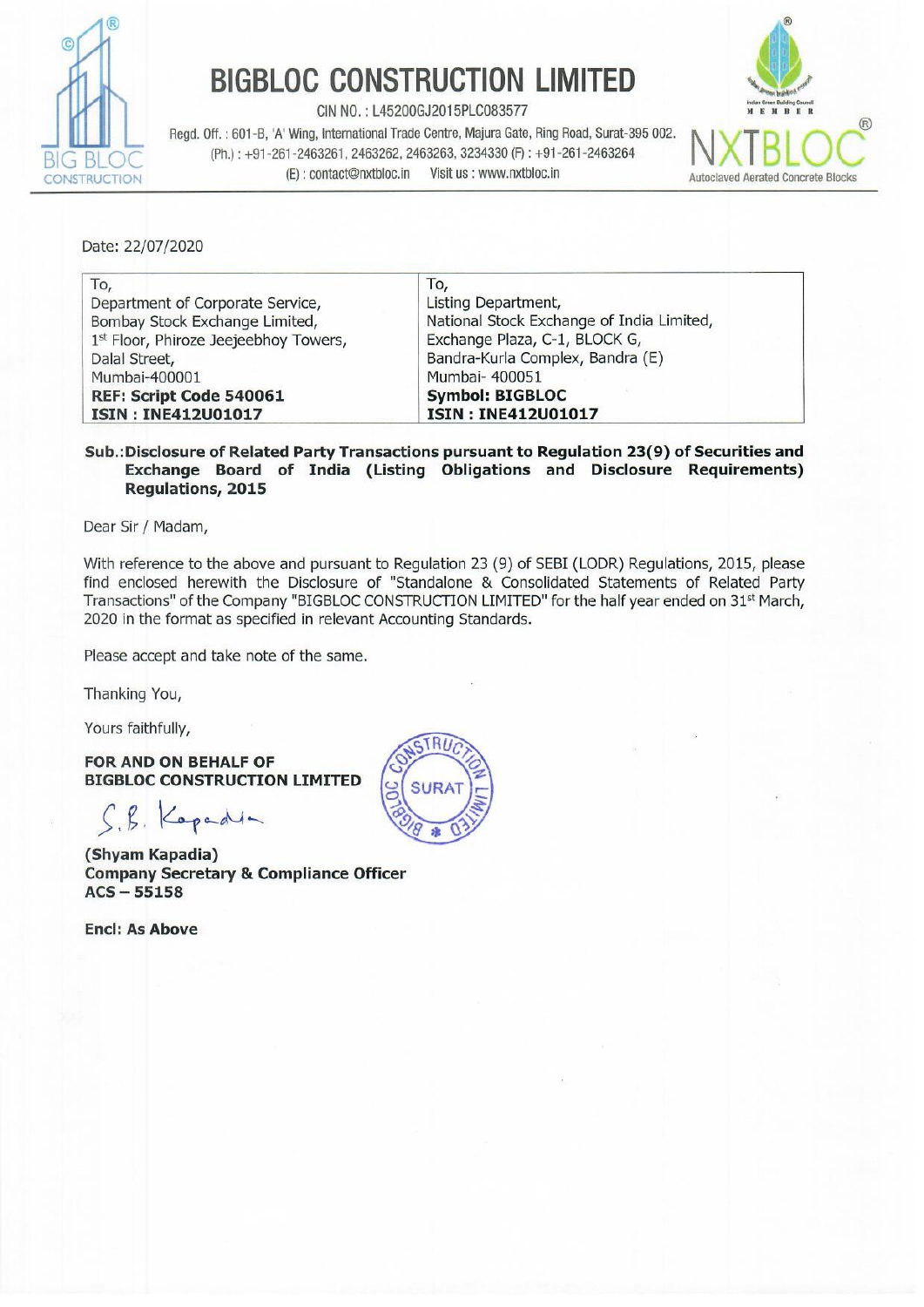# BIGBLOC CONSTRUCTION LIMITED

CIN NO. : L45200GJ2015PLC083577

Regd. Off. : 601-B, 'A' Wing, International Trade Centre, Majura Gate, Ring Road, Surat-395 002.
(Ph.) : +91-261-2463261, 2463262, 2463263, 3234330 (F) : +91-261-2463264
(E) : contact@nxtbloc.in Visit us : www.nxtbloc.in

NXTBLOC® Autoclaved Aerated Concrete Blocks

Date: 22/07/2020

| To, | To, |
|---|---|
| Department of Corporate Service, | Listing Department, |
| Bombay Stock Exchange Limited, | National Stock Exchange of India Limited, |
| 1st Floor, Phiroze Jeejeebhoy Towers, | Exchange Plaza, C-1, BLOCK G, |
| Dalal Street, | Bandra-Kurla Complex, Bandra (E) |
| Mumbai-400001 | Mumbai- 400051 |
| **REF: Script Code 540061** | **Symbol: BIGBLOC** |
| **ISIN : INE412U01017** | **ISIN : INE412U01017** |

**Sub.:Disclosure of Related Party Transactions pursuant to Regulation 23(9) of Securities and Exchange Board of India (Listing Obligations and Disclosure Requirements) Regulations, 2015**

Dear Sir / Madam,

With reference to the above and pursuant to Regulation 23 (9) of SEBI (LODR) Regulations, 2015, please find enclosed herewith the Disclosure of "Standalone & Consolidated Statements of Related Party Transactions" of the Company "BIGBLOC CONSTRUCTION LIMITED" for the half year ended on 31st March, 2020 in the format as specified in relevant Accounting Standards.

Please accept and take note of the same.

Thanking You,

Yours faithfully,

**FOR AND ON BEHALF OF**
**BIGBLOC CONSTRUCTION LIMITED**

S.B. Kapadia

**(Shyam Kapadia)**
**Company Secretary & Compliance Officer**
**ACS – 55158**

**Encl: As Above**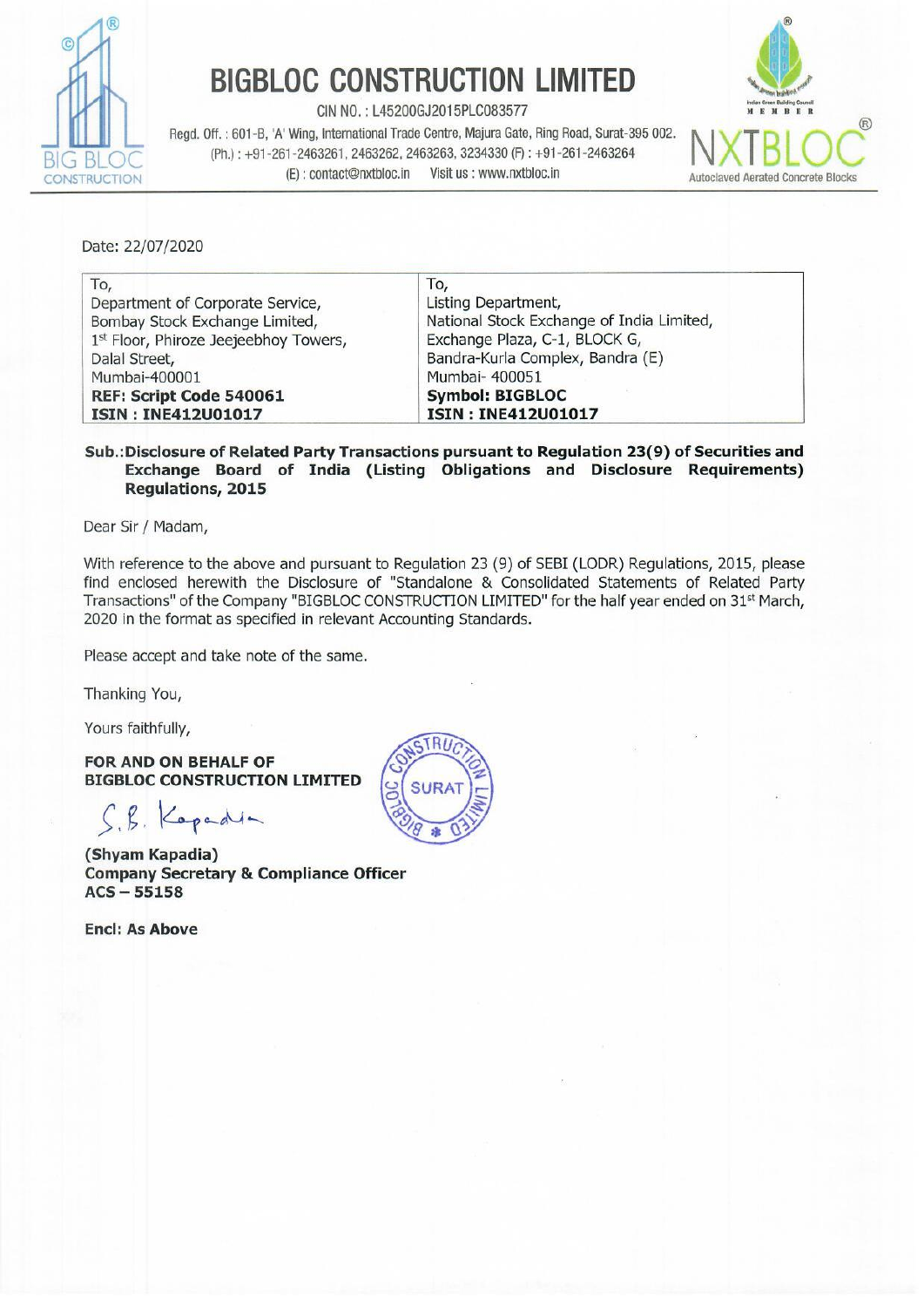# BIGBLOC CONSTRUCTION LIMITED

CIN NO. : L45200GJ2015PLC083577

Regd. Off. : 601-B, 'A' Wing, International Trade Centre, Majura Gate, Ring Road, Surat-395 002.
(Ph.) : +91-261-2463261, 2463262, 2463263, 3234330 (F) : +91-261-2463264
(E) : contact@nxtbloc.in Visit us : www.nxtbloc.in

NXTBLOC Autoclaved Aerated Concrete Blocks

Date: 22/07/2020

| To, | To, |
|---|---|
| Department of Corporate Service, | Listing Department, |
| Bombay Stock Exchange Limited, | National Stock Exchange of India Limited, |
| 1st Floor, Phiroze Jeejeebhoy Towers, | Exchange Plaza, C-1, BLOCK G, |
| Dalal Street, | Bandra-Kurla Complex, Bandra (E) |
| Mumbai-400001 | Mumbai- 400051 |
| **REF: Script Code 540061** | **Symbol: BIGBLOC** |
| **ISIN : INE412U01017** | **ISIN : INE412U01017** |

**Sub.:Disclosure of Related Party Transactions pursuant to Regulation 23(9) of Securities and Exchange Board of India (Listing Obligations and Disclosure Requirements) Regulations, 2015**

Dear Sir / Madam,

With reference to the above and pursuant to Regulation 23 (9) of SEBI (LODR) Regulations, 2015, please find enclosed herewith the Disclosure of "Standalone & Consolidated Statements of Related Party Transactions" of the Company "BIGBLOC CONSTRUCTION LIMITED" for the half year ended on 31st March, 2020 in the format as specified in relevant Accounting Standards.

Please accept and take note of the same.

Thanking You,

Yours faithfully,

**FOR AND ON BEHALF OF**
**BIGBLOC CONSTRUCTION LIMITED**

S.B. Kapadia

**(Shyam Kapadia)**
**Company Secretary & Compliance Officer**
**ACS – 55158**

**Encl: As Above**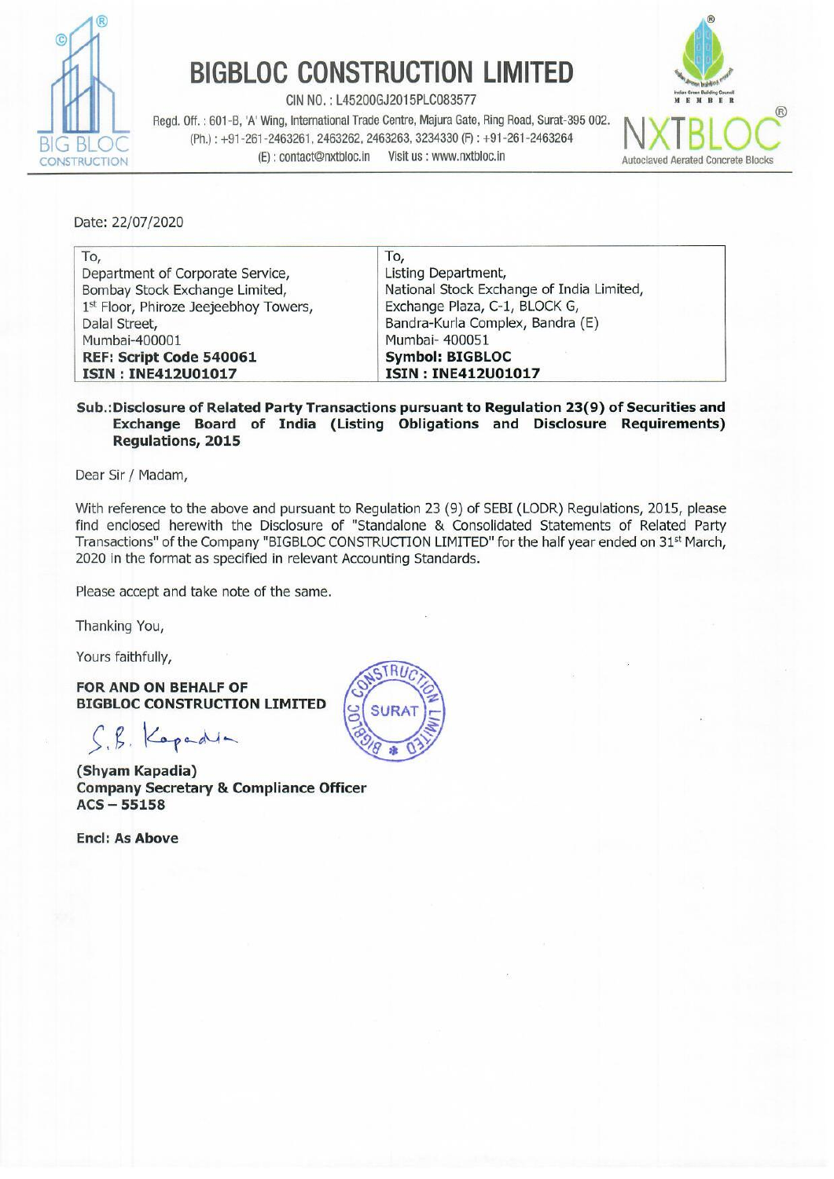# BIGBLOC CONSTRUCTION LIMITED

CIN NO. : L45200GJ2015PLC083577

Regd. Off. : 601-B, 'A' Wing, International Trade Centre, Majura Gate, Ring Road, Surat-395 002.
(Ph.) : +91-261-2463261, 2463262, 2463263, 3234330 (F) : +91-261-2463264
(E) : contact@nxtbloc.in Visit us : www.nxtbloc.in

NXTBLOC Autoclaved Aerated Concrete Blocks

Date: 22/07/2020

| To, | To, |
|---|---|
| Department of Corporate Service, | Listing Department, |
| Bombay Stock Exchange Limited, | National Stock Exchange of India Limited, |
| 1st Floor, Phiroze Jeejeebhoy Towers, | Exchange Plaza, C-1, BLOCK G, |
| Dalal Street, | Bandra-Kurla Complex, Bandra (E) |
| Mumbai-400001 | Mumbai- 400051 |
| **REF: Script Code 540061** | **Symbol: BIGBLOC** |
| **ISIN : INE412U01017** | **ISIN : INE412U01017** |

**Sub.:Disclosure of Related Party Transactions pursuant to Regulation 23(9) of Securities and Exchange Board of India (Listing Obligations and Disclosure Requirements) Regulations, 2015**

Dear Sir / Madam,

With reference to the above and pursuant to Regulation 23 (9) of SEBI (LODR) Regulations, 2015, please find enclosed herewith the Disclosure of "Standalone & Consolidated Statements of Related Party Transactions" of the Company "BIGBLOC CONSTRUCTION LIMITED" for the half year ended on 31st March, 2020 in the format as specified in relevant Accounting Standards.

Please accept and take note of the same.

Thanking You,

Yours faithfully,

**FOR AND ON BEHALF OF**
**BIGBLOC CONSTRUCTION LIMITED**

S.B. Kapadia

**(Shyam Kapadia)**
**Company Secretary & Compliance Officer**
**ACS – 55158**

**Encl: As Above**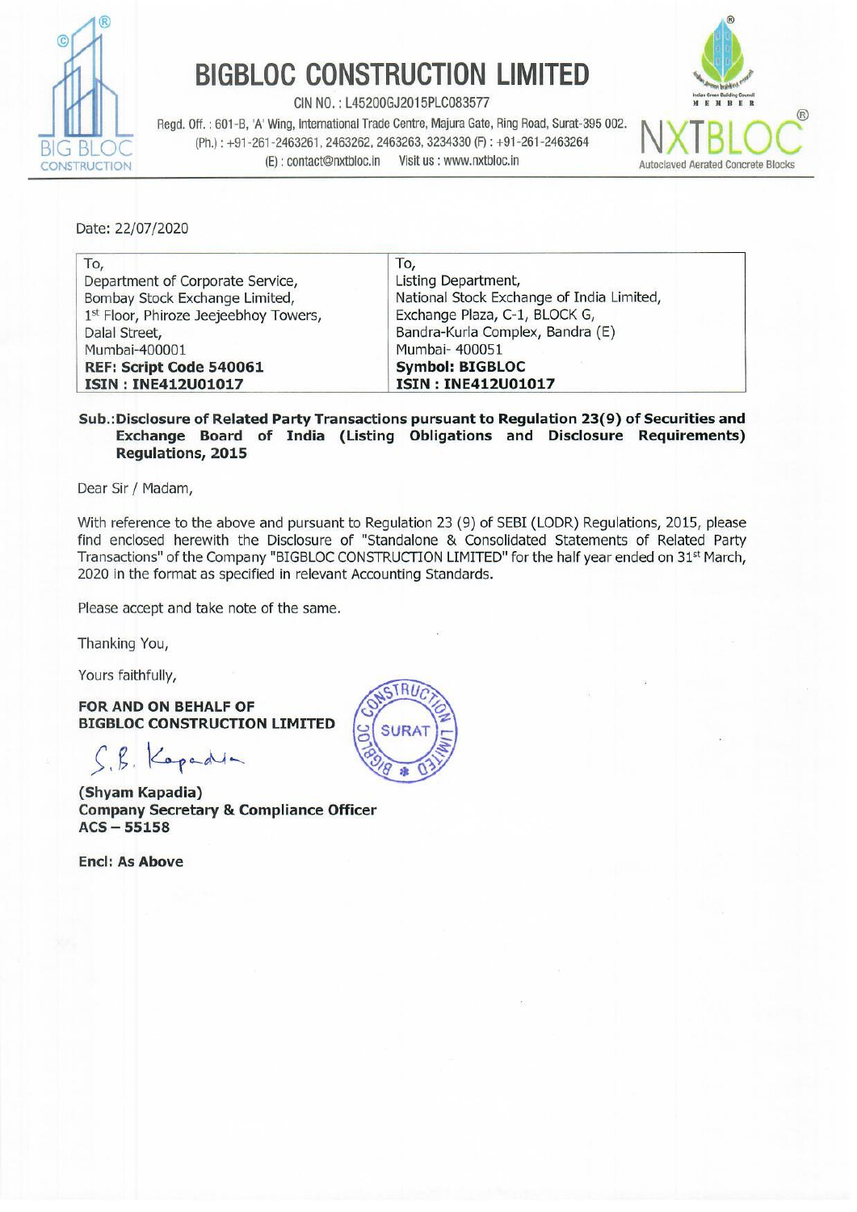# BIGBLOC CONSTRUCTION LIMITED

CIN NO. : L45200GJ2015PLC083577

Regd. Off. : 601-B, 'A' Wing, International Trade Centre, Majura Gate, Ring Road, Surat-395 002.
(Ph.) : +91-261-2463261, 2463262, 2463263, 3234330 (F) : +91-261-2463264
(E) : contact@nxtbloc.in Visit us : www.nxtbloc.in

NXTBLOC
Autoclaved Aerated Concrete Blocks

Date: 22/07/2020

| To, | To, |
|---|---|
| Department of Corporate Service, | Listing Department, |
| Bombay Stock Exchange Limited, | National Stock Exchange of India Limited, |
| 1st Floor, Phiroze Jeejeebhoy Towers, | Exchange Plaza, C-1, BLOCK G, |
| Dalal Street, | Bandra-Kurla Complex, Bandra (E) |
| Mumbai-400001 | Mumbai- 400051 |
| **REF: Script Code 540061** | **Symbol: BIGBLOC** |
| **ISIN : INE412U01017** | **ISIN : INE412U01017** |

**Sub.:Disclosure of Related Party Transactions pursuant to Regulation 23(9) of Securities and Exchange Board of India (Listing Obligations and Disclosure Requirements) Regulations, 2015**

Dear Sir / Madam,

With reference to the above and pursuant to Regulation 23 (9) of SEBI (LODR) Regulations, 2015, please find enclosed herewith the Disclosure of "Standalone & Consolidated Statements of Related Party Transactions" of the Company "BIGBLOC CONSTRUCTION LIMITED" for the half year ended on 31st March, 2020 in the format as specified in relevant Accounting Standards.

Please accept and take note of the same.

Thanking You,

Yours faithfully,

**FOR AND ON BEHALF OF**
**BIGBLOC CONSTRUCTION LIMITED**

S.B. Kapadia

**(Shyam Kapadia)**
**Company Secretary & Compliance Officer**
**ACS – 55158**

**Encl: As Above**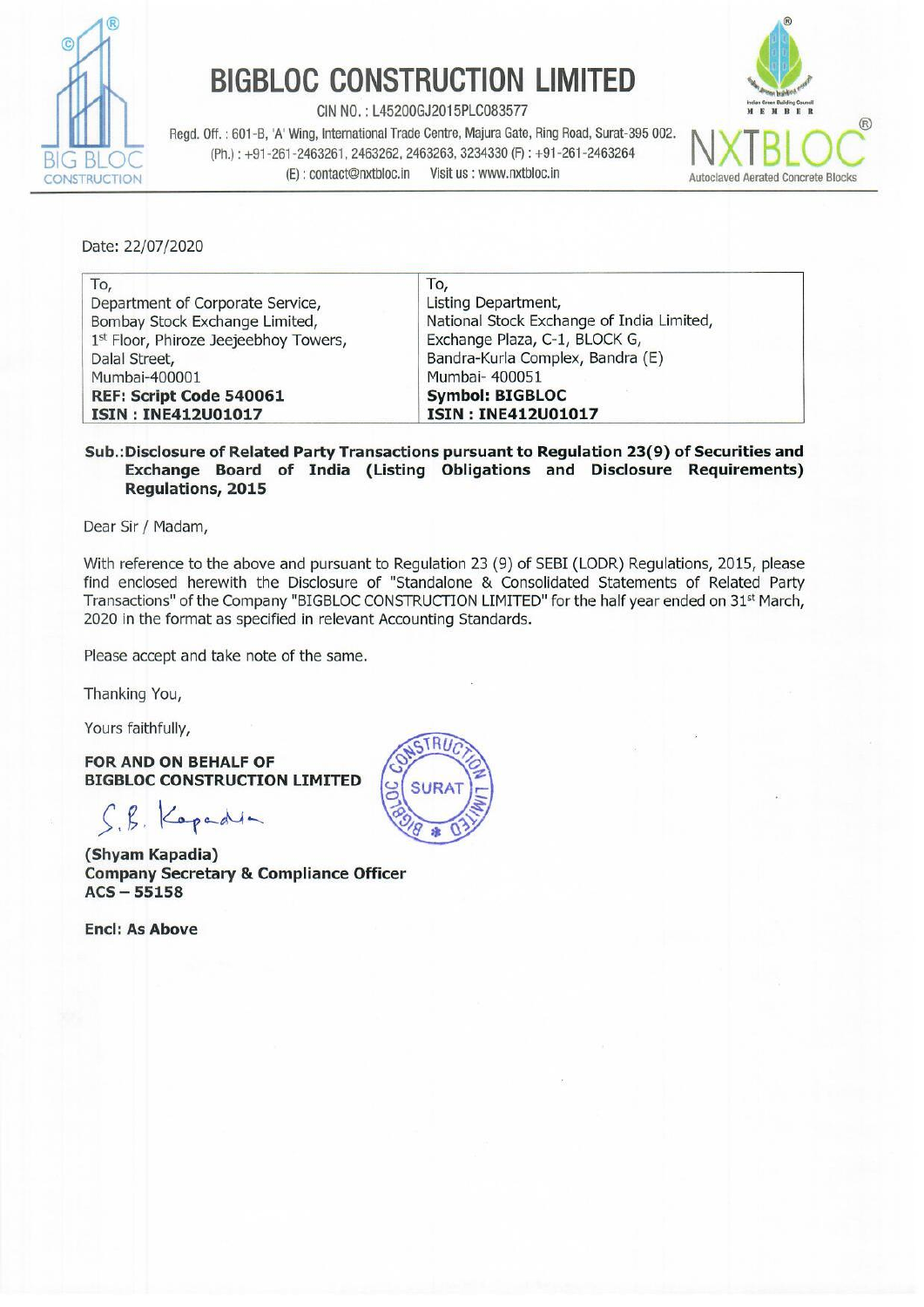# BIGBLOC CONSTRUCTION LIMITED

CIN NO. : L45200GJ2015PLC083577

Regd. Off. : 601-B, 'A' Wing, International Trade Centre, Majura Gate, Ring Road, Surat-395 002.
(Ph.) : +91-261-2463261, 2463262, 2463263, 3234330 (F) : +91-261-2463264
(E) : contact@nxtbloc.in Visit us : www.nxtbloc.in

NXTBLOC Autoclaved Aerated Concrete Blocks

Date: 22/07/2020

| | |
|---|---|
| To,<br>Department of Corporate Service,<br>Bombay Stock Exchange Limited,<br>1st Floor, Phiroze Jeejeebhoy Towers,<br>Dalal Street,<br>Mumbai-400001<br>**REF: Script Code 540061**<br>**ISIN : INE412U01017** | To,<br>Listing Department,<br>National Stock Exchange of India Limited,<br>Exchange Plaza, C-1, BLOCK G,<br>Bandra-Kurla Complex, Bandra (E)<br>Mumbai- 400051<br>**Symbol: BIGBLOC**<br>**ISIN : INE412U01017** |

**Sub.:Disclosure of Related Party Transactions pursuant to Regulation 23(9) of Securities and Exchange Board of India (Listing Obligations and Disclosure Requirements) Regulations, 2015**

Dear Sir / Madam,

With reference to the above and pursuant to Regulation 23 (9) of SEBI (LODR) Regulations, 2015, please find enclosed herewith the Disclosure of "Standalone & Consolidated Statements of Related Party Transactions" of the Company "BIGBLOC CONSTRUCTION LIMITED" for the half year ended on 31st March, 2020 in the format as specified in relevant Accounting Standards.

Please accept and take note of the same.

Thanking You,

Yours faithfully,

**FOR AND ON BEHALF OF**
**BIGBLOC CONSTRUCTION LIMITED**

S.B. Kapadia

**(Shyam Kapadia)**
**Company Secretary & Compliance Officer**
**ACS – 55158**

**Encl: As Above**